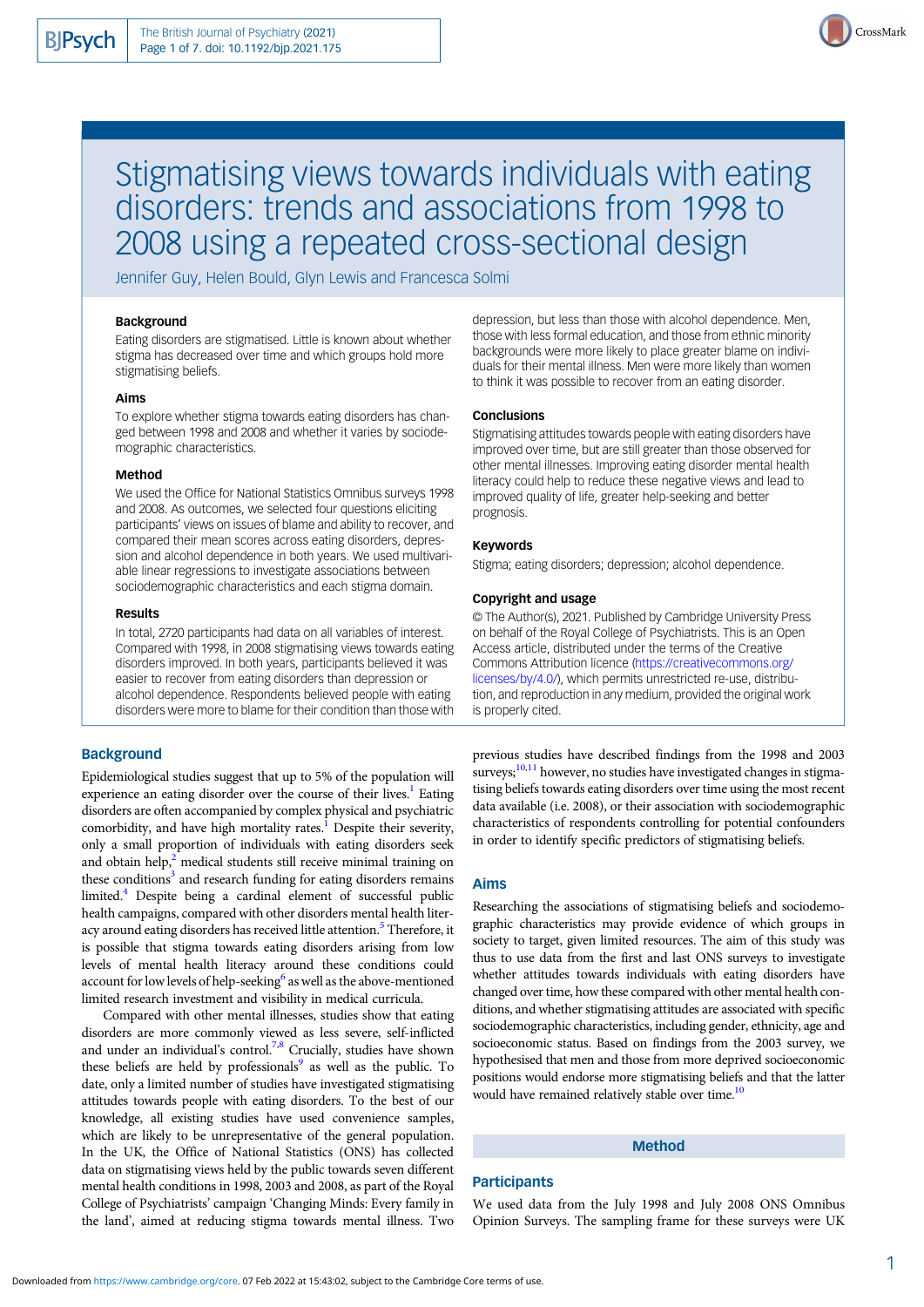// Stigmatising views towards individuals with eating disorders: trends and associations from 1998 to 2008 using a repeated cross-sectional design

Jennifer Guy, Helen Bould, Glyn Lewis and Francesca Solmi

### Background

Eating disorders are stigmatised. Little is known about whether stigma has decreased over time and which groups hold more stigmatising beliefs.

### Aims

To explore whether stigma towards eating disorders has changed between 1998 and 2008 and whether it varies by sociodemographic characteristics.

### Method

We used the Office for National Statistics Omnibus surveys 1998 and 2008. As outcomes, we selected four questions eliciting participants' views on issues of blame and ability to recover, and compared their mean scores across eating disorders, depression and alcohol dependence in both years. We used multivariable linear regressions to investigate associations between sociodemographic characteristics and each stigma domain.

### Results

In total, 2720 participants had data on all variables of interest. Compared with 1998, in 2008 stigmatising views towards eating disorders improved. In both years, participants believed it was easier to recover from eating disorders than depression or alcohol dependence. Respondents believed people with eating disorders were more to blame for their condition than those with depression, but less than those with alcohol dependence. Men, those with less formal education, and those from ethnic minority backgrounds were more likely to place greater blame on individuals for their mental illness. Men were more likely than women to think it was possible to recover from an eating disorder.

### Conclusions

Stigmatising attitudes towards people with eating disorders have improved over time, but are still greater than those observed for other mental illnesses. Improving eating disorder mental health literacy could help to reduce these negative views and lead to improved quality of life, greater help-seeking and better prognosis.

### Keywords

Stigma; eating disorders; depression; alcohol dependence.

### Copyright and usage

© The Author(s), 2021. Published by Cambridge University Press on behalf of the Royal College of Psychiatrists. This is an Open Access article, distributed under the terms of the Creative Commons Attribution licence (https://creativecommons.org/licenses/by/4.0/), which permits unrestricted re-use, distribution, and reproduction in any medium, provided the original work is properly cited.

## Background

Epidemiological studies suggest that up to 5% of the population will experience an eating disorder over the course of their lives.[1] Eating disorders are often accompanied by complex physical and psychiatric comorbidity, and have high mortality rates.[1] Despite their severity, only a small proportion of individuals with eating disorders seek and obtain help,[2] medical students still receive minimal training on these conditions[3] and research funding for eating disorders remains limited.[4] Despite being a cardinal element of successful public health campaigns, compared with other disorders mental health literacy around eating disorders has received little attention.[5] Therefore, it is possible that stigma towards eating disorders arising from low levels of mental health literacy around these conditions could account for low levels of help-seeking[6] as well as the above-mentioned limited research investment and visibility in medical curricula.

Compared with other mental illnesses, studies show that eating disorders are more commonly viewed as less severe, self-inflicted and under an individual's control.[7,8] Crucially, studies have shown these beliefs are held by professionals[9] as well as the public. To date, only a limited number of studies have investigated stigmatising attitudes towards people with eating disorders. To the best of our knowledge, all existing studies have used convenience samples, which are likely to be unrepresentative of the general population. In the UK, the Office of National Statistics (ONS) has collected data on stigmatising views held by the public towards seven different mental health conditions in 1998, 2003 and 2008, as part of the Royal College of Psychiatrists' campaign 'Changing Minds: Every family in the land', aimed at reducing stigma towards mental illness. Two previous studies have described findings from the 1998 and 2003 surveys;[10,11] however, no studies have investigated changes in stigmatising beliefs towards eating disorders over time using the most recent data available (i.e. 2008), or their association with sociodemographic characteristics of respondents controlling for potential confounders in order to identify specific predictors of stigmatising beliefs.

## Aims

Researching the associations of stigmatising beliefs and sociodemographic characteristics may provide evidence of which groups in society to target, given limited resources. The aim of this study was thus to use data from the first and last ONS surveys to investigate whether attitudes towards individuals with eating disorders have changed over time, how these compared with other mental health conditions, and whether stigmatising attitudes are associated with specific sociodemographic characteristics, including gender, ethnicity, age and socioeconomic status. Based on findings from the 2003 survey, we hypothesised that men and those from more deprived socioeconomic positions would endorse more stigmatising beliefs and that the latter would have remained relatively stable over time.[10]

## Method

### Participants

We used data from the July 1998 and July 2008 ONS Omnibus Opinion Surveys. The sampling frame for these surveys were UK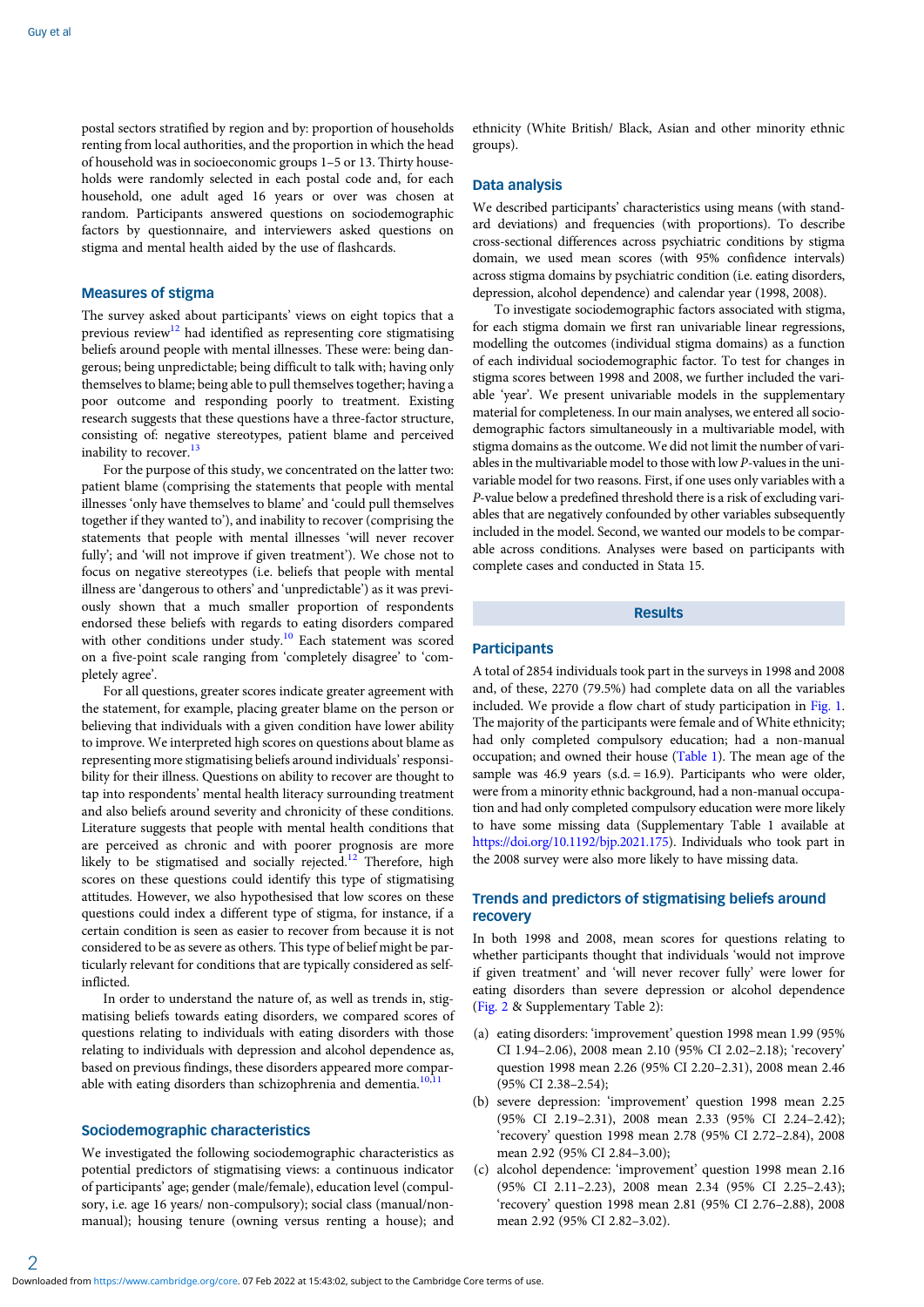postal sectors stratified by region and by: proportion of households renting from local authorities, and the proportion in which the head of household was in socioeconomic groups 1–5 or 13. Thirty households were randomly selected in each postal code and, for each household, one adult aged 16 years or over was chosen at random. Participants answered questions on sociodemographic factors by questionnaire, and interviewers asked questions on stigma and mental health aided by the use of flashcards.

## Measures of stigma

The survey asked about participants' views on eight topics that a previous review[12] had identified as representing core stigmatising beliefs around people with mental illnesses. These were: being dangerous; being unpredictable; being difficult to talk with; having only themselves to blame; being able to pull themselves together; having a poor outcome and responding poorly to treatment. Existing research suggests that these questions have a three-factor structure, consisting of: negative stereotypes, patient blame and perceived inability to recover.[13]

For the purpose of this study, we concentrated on the latter two: patient blame (comprising the statements that people with mental illnesses 'only have themselves to blame' and 'could pull themselves together if they wanted to'), and inability to recover (comprising the statements that people with mental illnesses 'will never recover fully'; and 'will not improve if given treatment'). We chose not to focus on negative stereotypes (i.e. beliefs that people with mental illness are 'dangerous to others' and 'unpredictable') as it was previously shown that a much smaller proportion of respondents endorsed these beliefs with regards to eating disorders compared with other conditions under study.[10] Each statement was scored on a five-point scale ranging from 'completely disagree' to 'completely agree'.

For all questions, greater scores indicate greater agreement with the statement, for example, placing greater blame on the person or believing that individuals with a given condition have lower ability to improve. We interpreted high scores on questions about blame as representing more stigmatising beliefs around individuals' responsibility for their illness. Questions on ability to recover are thought to tap into respondents' mental health literacy surrounding treatment and also beliefs around severity and chronicity of these conditions. Literature suggests that people with mental health conditions that are perceived as chronic and with poorer prognosis are more likely to be stigmatised and socially rejected.[12] Therefore, high scores on these questions could identify this type of stigmatising attitudes. However, we also hypothesised that low scores on these questions could index a different type of stigma, for instance, if a certain condition is seen as easier to recover from because it is not considered to be as severe as others. This type of belief might be particularly relevant for conditions that are typically considered as self-inflicted.

In order to understand the nature of, as well as trends in, stigmatising beliefs towards eating disorders, we compared scores of questions relating to individuals with eating disorders with those relating to individuals with depression and alcohol dependence as, based on previous findings, these disorders appeared more comparable with eating disorders than schizophrenia and dementia.[10,11]

## Sociodemographic characteristics

We investigated the following sociodemographic characteristics as potential predictors of stigmatising views: a continuous indicator of participants' age; gender (male/female), education level (compulsory, i.e. age 16 years/ non-compulsory); social class (manual/non-manual); housing tenure (owning versus renting a house); and ethnicity (White British/ Black, Asian and other minority ethnic groups).

## Data analysis

We described participants' characteristics using means (with standard deviations) and frequencies (with proportions). To describe cross-sectional differences across psychiatric conditions by stigma domain, we used mean scores (with 95% confidence intervals) across stigma domains by psychiatric condition (i.e. eating disorders, depression, alcohol dependence) and calendar year (1998, 2008).

To investigate sociodemographic factors associated with stigma, for each stigma domain we first ran univariable linear regressions, modelling the outcomes (individual stigma domains) as a function of each individual sociodemographic factor. To test for changes in stigma scores between 1998 and 2008, we further included the variable 'year'. We present univariable models in the supplementary material for completeness. In our main analyses, we entered all sociodemographic factors simultaneously in a multivariable model, with stigma domains as the outcome. We did not limit the number of variables in the multivariable model to those with low *P*-values in the univariable model for two reasons. First, if one uses only variables with a *P*-value below a predefined threshold there is a risk of excluding variables that are negatively confounded by other variables subsequently included in the model. Second, we wanted our models to be comparable across conditions. Analyses were based on participants with complete cases and conducted in Stata 15.

# Results

## Participants

A total of 2854 individuals took part in the surveys in 1998 and 2008 and, of these, 2270 (79.5%) had complete data on all the variables included. We provide a flow chart of study participation in Fig. 1. The majority of the participants were female and of White ethnicity; had only completed compulsory education; had a non-manual occupation; and owned their house (Table 1). The mean age of the sample was 46.9 years (s.d. = 16.9). Participants who were older, were from a minority ethnic background, had a non-manual occupation and had only completed compulsory education were more likely to have some missing data (Supplementary Table 1 available at https://doi.org/10.1192/bjp.2021.175). Individuals who took part in the 2008 survey were also more likely to have missing data.

## Trends and predictors of stigmatising beliefs around recovery

In both 1998 and 2008, mean scores for questions relating to whether participants thought that individuals 'would not improve if given treatment' and 'will never recover fully' were lower for eating disorders than severe depression or alcohol dependence (Fig. 2 & Supplementary Table 2):

(a) eating disorders: 'improvement' question 1998 mean 1.99 (95% CI 1.94–2.06), 2008 mean 2.10 (95% CI 2.02–2.18); 'recovery' question 1998 mean 2.26 (95% CI 2.20–2.31), 2008 mean 2.46 (95% CI 2.38–2.54);

(b) severe depression: 'improvement' question 1998 mean 2.25 (95% CI 2.19–2.31), 2008 mean 2.33 (95% CI 2.24–2.42); 'recovery' question 1998 mean 2.78 (95% CI 2.72–2.84), 2008 mean 2.92 (95% CI 2.84–3.00);

(c) alcohol dependence: 'improvement' question 1998 mean 2.16 (95% CI 2.11–2.23), 2008 mean 2.34 (95% CI 2.25–2.43); 'recovery' question 1998 mean 2.81 (95% CI 2.76–2.88), 2008 mean 2.92 (95% CI 2.82–3.02).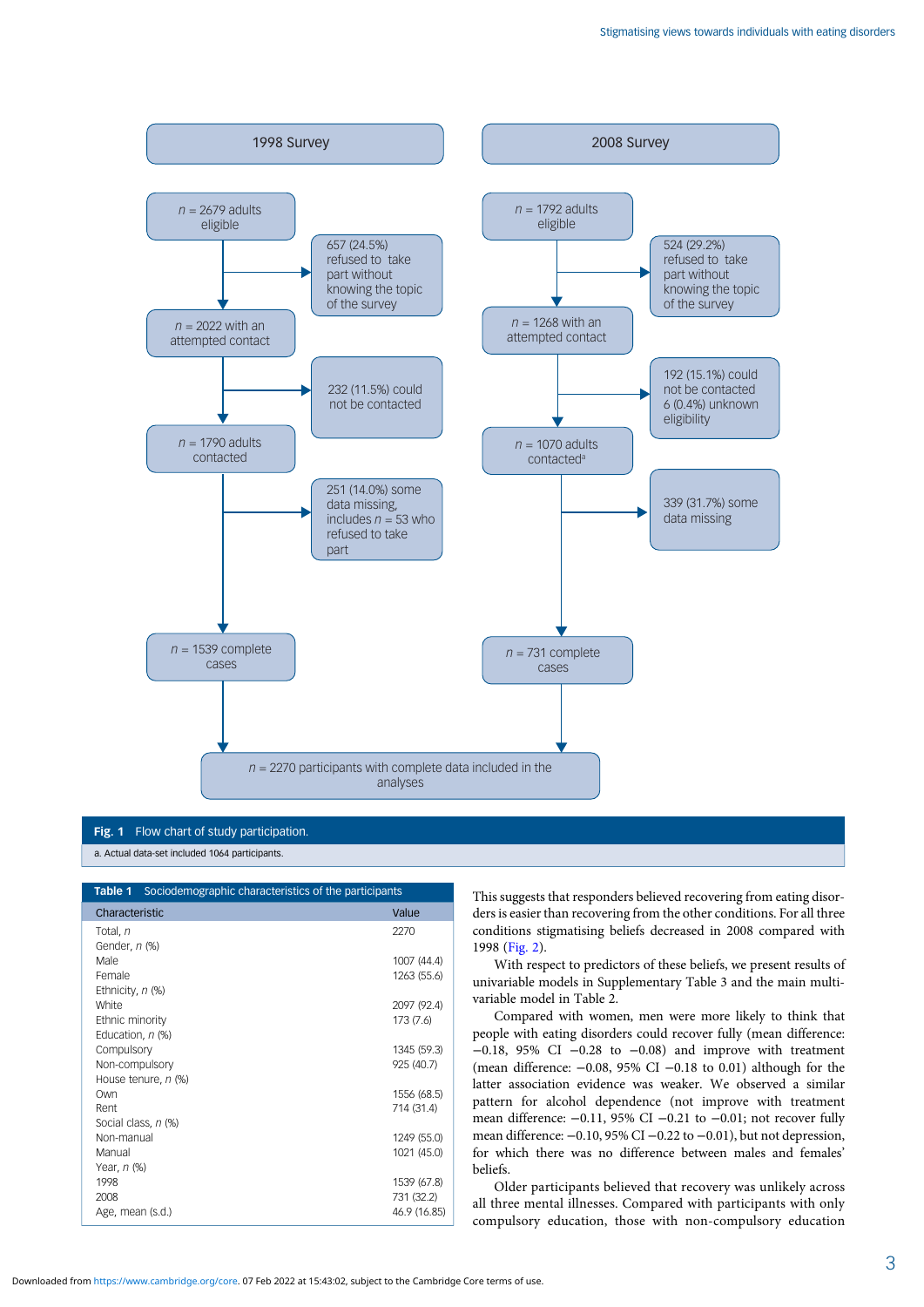**1998 Survey**

- n = 2679 adults eligible
  - 657 (24.5%) refused to take part without knowing the topic of the survey
- n = 2022 with an attempted contact
  - 232 (11.5%) could not be contacted
- n = 1790 adults contacted
  - 251 (14.0%) some data missing, includes n = 53 who refused to take part
- n = 1539 complete cases

**2008 Survey**

- n = 1792 adults eligible
  - 524 (29.2%) refused to take part without knowing the topic of the survey
- n = 1268 with an attempted contact
  - 192 (15.1%) could not be contacted
  - 6 (0.4%) unknown eligibility
- n = 1070 adults contacted[a]
  - 339 (31.7%) some data missing
- n = 731 complete cases

n = 2270 participants with complete data included in the analyses

**Fig. 1** Flow chart of study participation.

a. Actual data-set included 1064 participants.

**Table 1** Sociodemographic characteristics of the participants

| Characteristic | Value |
|---|---|
| Total, n | 2270 |
| Gender, n (%) | |
| Male | 1007 (44.4) |
| Female | 1263 (55.6) |
| Ethnicity, n (%) | |
| White | 2097 (92.4) |
| Ethnic minority | 173 (7.6) |
| Education, n (%) | |
| Compulsory | 1345 (59.3) |
| Non-compulsory | 925 (40.7) |
| House tenure, n (%) | |
| Own | 1556 (68.5) |
| Rent | 714 (31.4) |
| Social class, n (%) | |
| Non-manual | 1249 (55.0) |
| Manual | 1021 (45.0) |
| Year, n (%) | |
| 1998 | 1539 (67.8) |
| 2008 | 731 (32.2) |
| Age, mean (s.d.) | 46.9 (16.85) |

This suggests that responders believed recovering from eating disorders is easier than recovering from the other conditions. For all three conditions stigmatising beliefs decreased in 2008 compared with 1998 (Fig. 2).

With respect to predictors of these beliefs, we present results of univariable models in Supplementary Table 3 and the main multivariable model in Table 2.

Compared with women, men were more likely to think that people with eating disorders could recover fully (mean difference: −0.18, 95% CI −0.28 to −0.08) and improve with treatment (mean difference: −0.08, 95% CI −0.18 to 0.01) although for the latter association evidence was weaker. We observed a similar pattern for alcohol dependence (not improve with treatment mean difference: −0.11, 95% CI −0.21 to −0.01; not recover fully mean difference: −0.10, 95% CI −0.22 to −0.01), but not depression, for which there was no difference between males and females' beliefs.

Older participants believed that recovery was unlikely across all three mental illnesses. Compared with participants with only compulsory education, those with non-compulsory education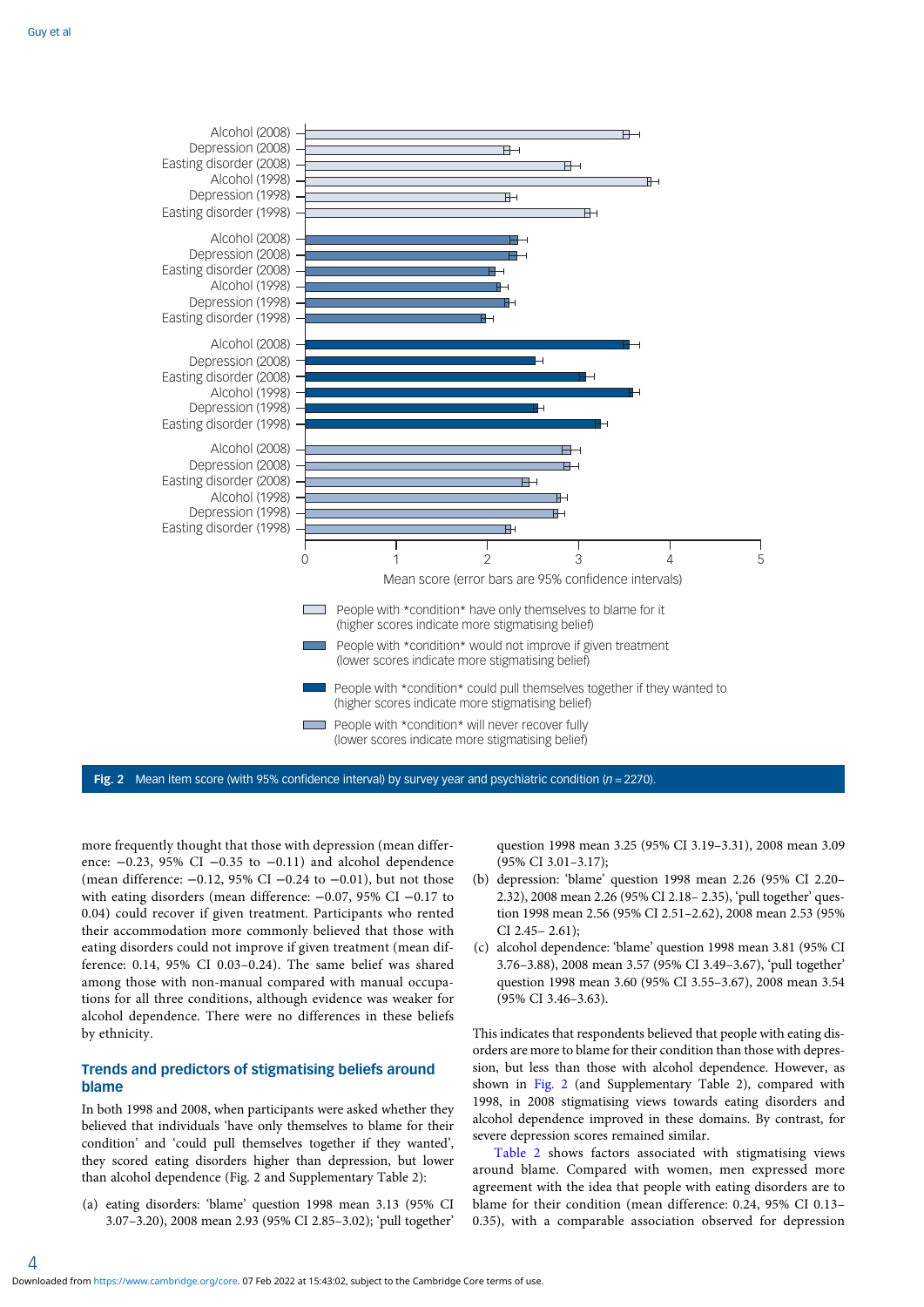Fig. 2 Mean item score (with 95% confidence interval) by survey year and psychiatric condition (*n* = 2270).

more frequently thought that those with depression (mean difference: −0.23, 95% CI −0.35 to −0.11) and alcohol dependence (mean difference: −0.12, 95% CI −0.24 to −0.01), but not those with eating disorders (mean difference: −0.07, 95% CI −0.17 to 0.04) could recover if given treatment. Participants who rented their accommodation more commonly believed that those with eating disorders could not improve if given treatment (mean difference: 0.14, 95% CI 0.03–0.24). The same belief was shared among those with non-manual compared with manual occupations for all three conditions, although evidence was weaker for alcohol dependence. There were no differences in these beliefs by ethnicity.

## Trends and predictors of stigmatising beliefs around blame

In both 1998 and 2008, when participants were asked whether they believed that individuals 'have only themselves to blame for their condition' and 'could pull themselves together if they wanted', they scored eating disorders higher than depression, but lower than alcohol dependence (Fig. 2 and Supplementary Table 2):

(a) eating disorders: 'blame' question 1998 mean 3.13 (95% CI 3.07–3.20), 2008 mean 2.93 (95% CI 2.85–3.02); 'pull together' question 1998 mean 3.25 (95% CI 3.19–3.31), 2008 mean 3.09 (95% CI 3.01–3.17);

(b) depression: 'blame' question 1998 mean 2.26 (95% CI 2.20–2.32), 2008 mean 2.26 (95% CI 2.18– 2.35), 'pull together' question 1998 mean 2.56 (95% CI 2.51–2.62), 2008 mean 2.53 (95% CI 2.45– 2.61);

(c) alcohol dependence: 'blame' question 1998 mean 3.81 (95% CI 3.76–3.88), 2008 mean 3.57 (95% CI 3.49–3.67), 'pull together' question 1998 mean 3.60 (95% CI 3.55–3.67), 2008 mean 3.54 (95% CI 3.46–3.63).

This indicates that respondents believed that people with eating disorders are more to blame for their condition than those with depression, but less than those with alcohol dependence. However, as shown in Fig. 2 (and Supplementary Table 2), compared with 1998, in 2008 stigmatising views towards eating disorders and alcohol dependence improved in these domains. By contrast, for severe depression scores remained similar.

Table 2 shows factors associated with stigmatising views around blame. Compared with women, men expressed more agreement with the idea that people with eating disorders are to blame for their condition (mean difference: 0.24, 95% CI 0.13–0.35), with a comparable association observed for depression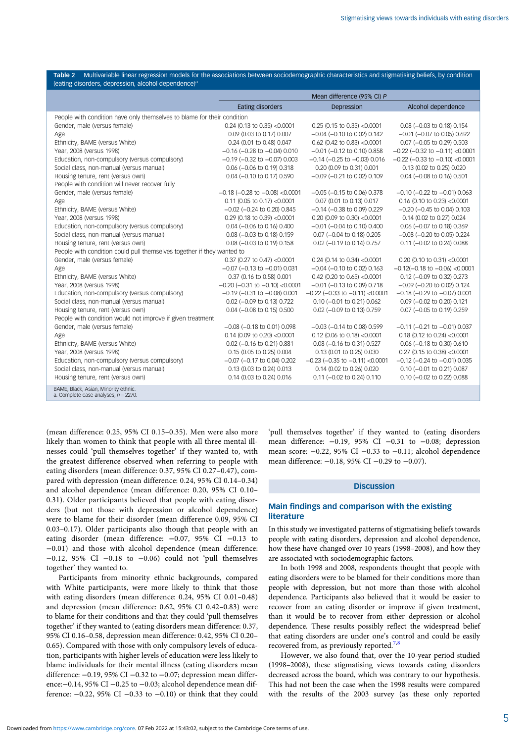**Table 2** Multivariable linear regression models for the associations between sociodemographic characteristics and stigmatising beliefs, by condition (eating disorders, depression, alcohol dependence)[a]

| | Mean difference (95% CI) P | | |
|---|---|---|---|
| | Eating disorders | Depression | Alcohol dependence |
| People with condition have only themselves to blame for their condition | | | |
| Gender, male (versus female) | 0.24 (0.13 to 0.35) <0.0001 | 0.25 (0.15 to 0.35) <0.0001 | 0.08 (−0.03 to 0.18) 0.154 |
| Age | 0.09 (0.03 to 0.17) 0.007 | −0.04 (−0.10 to 0.02) 0.142 | −0.01 (−0.07 to 0.05) 0.692 |
| Ethnicity, BAME (versus White) | 0.24 (0.01 to 0.48) 0.047 | 0.62 (0.42 to 0.83) <0.0001 | 0.07 (−0.05 to 0.29) 0.503 |
| Year, 2008 (versus 1998) | −0.16 (−0.28 to −0.04) 0.010 | −0.01 (−0.12 to 0.10) 0.858 | −0.22 (−0.32 to −0.11) <0.0001 |
| Education, non-compulsory (versus compulsory) | −0.19 (−0.32 to −0.07) 0.003 | −0.14 (−0.25 to −0.03) 0.016 | −0.22 (−0.33 to −0.10) <0.0001 |
| Social class, non-manual (versus manual) | 0.06 (−0.06 to 0.19) 0.318 | 0.20 (0.09 to 0.31) 0.001 | 0.13 (0.02 to 0.25) 0.020 |
| Housing tenure, rent (versus own) | 0.04 (−0.10 to 0.17) 0.590 | −0.09 (−0.21 to 0.02) 0.109 | 0.04 (−0.08 to 0.16) 0.501 |
| People with condition will never recover fully | | | |
| Gender, male (versus female) | −0.18 (−0.28 to −0.08) <0.0001 | −0.05 (−0.15 to 0.06) 0.378 | −0.10 (−0.22 to −0.01) 0.063 |
| Age | 0.11 (0.05 to 0.17) <0.0001 | 0.07 (0.01 to 0.13) 0.017 | 0.16 (0.10 to 0.23) <0.0001 |
| Ethnicity, BAME (versus White) | −0.02 (−0.24 to 0.20) 0.845 | −0.14 (−0.38 to 0.09) 0.229 | −0.20 (−0.45 to 0.04) 0.103 |
| Year, 2008 (versus 1998) | 0.29 (0.18 to 0.39) <0.0001 | 0.20 (0.09 to 0.30) <0.0001 | 0.14 (0.02 to 0.27) 0.024 |
| Education, non-compulsory (versus compulsory) | 0.04 (−0.06 to 0.16) 0.400 | −0.01 (−0.04 to 0.10) 0.400 | 0.06 (−0.07 to 0.18) 0.369 |
| Social class, non-manual (versus manual) | 0.08 (−0.03 to 0.18) 0.159 | 0.07 (−0.04 to 0.18) 0.205 | −0.08 (−0.20 to 0.05) 0.224 |
| Housing tenure, rent (versus own) | 0.08 (−0.03 to 0.19) 0.158 | 0.02 (−0.19 to 0.14) 0.757 | 0.11 (−0.02 to 0.24) 0.088 |
| People with condition could pull themselves together if they wanted to | | | |
| Gender, male (versus female) | 0.37 (0.27 to 0.47) <0.0001 | 0.24 (0.14 to 0.34) <0.0001 | 0.20 (0.10 to 0.31) <0.0001 |
| Age | −0.07 (−0.13 to −0.01) 0.031 | −0.04 (−0.10 to 0.02) 0.163 | −0.12(−0.18 to −0.06) <0.0001 |
| Ethnicity, BAME (versus White) | 0.37 (0.16 to 0.58) 0.001 | 0.42 (0.20 to 0.65) <0.0001 | 0.12 (−0.09 to 0.32) 0.273 |
| Year, 2008 (versus 1998) | −0.20 (−0.31 to −0.10) <0.0001 | −0.01 (−0.13 to 0.09) 0.718 | −0.09 (−0.20 to 0.02) 0.124 |
| Education, non-compulsory (versus compulsory) | −0.19 (−0.31 to −0.08) 0.001 | −0.22 (−0.33 to −0.11) <0.0001 | −0.18 (−0.29 to −0.07) 0.001 |
| Social class, non-manual (versus manual) | 0.02 (−0.09 to 0.13) 0.722 | 0.10 (−0.01 to 0.21) 0.062 | 0.09 (−0.02 to 0.20) 0.121 |
| Housing tenure, rent (versus own) | 0.04 (−0.08 to 0.15) 0.500 | 0.02 (−0.09 to 0.13) 0.759 | 0.07 (−0.05 to 0.19) 0.259 |
| People with condition would not improve if given treatment | | | |
| Gender, male (versus female) | −0.08 (−0.18 to 0.01) 0.098 | −0.03 (−0.14 to 0.08) 0.599 | −0.11 (−0.21 to −0.01) 0.037 |
| Age | 0.14 (0.09 to 0.20) <0.0001 | 0.12 (0.06 to 0.18) <0.0001 | 0.18 (0.12 to 0.24) <0.0001 |
| Ethnicity, BAME (versus White) | 0.02 (−0.16 to 0.21) 0.881 | 0.08 (−0.16 to 0.31) 0.527 | 0.06 (−0.18 to 0.30) 0.610 |
| Year, 2008 (versus 1998) | 0.15 (0.05 to 0.25) 0.004 | 0.13 (0.01 to 0.25) 0.030 | 0.27 (0.15 to 0.38) <0.0001 |
| Education, non-compulsory (versus compulsory) | −0.07 (−0.17 to 0.04) 0.202 | −0.23 (−0.35 to −0.11) <0.0001 | −0.12 (−0.24 to −0.01) 0.035 |
| Social class, non-manual (versus manual) | 0.13 (0.03 to 0.24) 0.013 | 0.14 (0.02 to 0.26) 0.020 | 0.10 (−0.01 to 0.21) 0.087 |
| Housing tenure, rent (versus own) | 0.14 (0.03 to 0.24) 0.016 | 0.11 (−0.02 to 0.24) 0.110 | 0.10 (−0.02 to 0.22) 0.088 |

BAME, Black, Asian, Minority ethnic.
a. Complete case analyses, $n = 2270$.

(mean difference: 0.25, 95% CI 0.15–0.35). Men were also more likely than women to think that people with all three mental illnesses could 'pull themselves together' if they wanted to, with the greatest difference observed when referring to people with eating disorders (mean difference: 0.37, 95% CI 0.27–0.47), compared with depression (mean difference: 0.24, 95% CI 0.14–0.34) and alcohol dependence (mean difference: 0.20, 95% CI 0.10–0.31). Older participants believed that people with eating disorders (but not those with depression or alcohol dependence) were to blame for their disorder (mean difference 0.09, 95% CI 0.03–0.17). Older participants also though that people with an eating disorder (mean difference: −0.07, 95% CI −0.13 to −0.01) and those with alcohol dependence (mean difference: −0.12, 95% CI −0.18 to −0.06) could not 'pull themselves together' they wanted to.

Participants from minority ethnic backgrounds, compared with White participants, were more likely to think that those with eating disorders (mean difference: 0.24, 95% CI 0.01–0.48) and depression (mean difference: 0.62, 95% CI 0.42–0.83) were to blame for their conditions and that they could 'pull themselves together' if they wanted to (eating disorders mean difference: 0.37, 95% CI 0.16–0.58, depression mean difference: 0.42, 95% CI 0.20–0.65). Compared with those with only compulsory levels of education, participants with higher levels of education were less likely to blame individuals for their mental illness (eating disorders mean difference: −0.19, 95% CI −0.32 to −0.07; depression mean difference:−0.14, 95% CI −0.25 to −0.03; alcohol dependence mean difference: −0.22, 95% CI −0.33 to −0.10) or think that they could 'pull themselves together' if they wanted to (eating disorders mean difference: −0.19, 95% CI −0.31 to −0.08; depression mean score: −0.22, 95% CI −0.33 to −0.11; alcohol dependence mean difference: −0.18, 95% CI −0.29 to −0.07).

## Discussion

### Main findings and comparison with the existing literature

In this study we investigated patterns of stigmatising beliefs towards people with eating disorders, depression and alcohol dependence, how these have changed over 10 years (1998–2008), and how they are associated with sociodemographic factors.

In both 1998 and 2008, respondents thought that people with eating disorders were to be blamed for their conditions more than people with depression, but not more than those with alcohol dependence. Participants also believed that it would be easier to recover from an eating disorder or improve if given treatment, than it would be to recover from either depression or alcohol dependence. These results possibly reflect the widespread belief that eating disorders are under one's control and could be easily recovered from, as previously reported.[7,8]

However, we also found that, over the 10-year period studied (1998–2008), these stigmatising views towards eating disorders decreased across the board, which was contrary to our hypothesis. This had not been the case when the 1998 results were compared with the results of the 2003 survey (as these only reported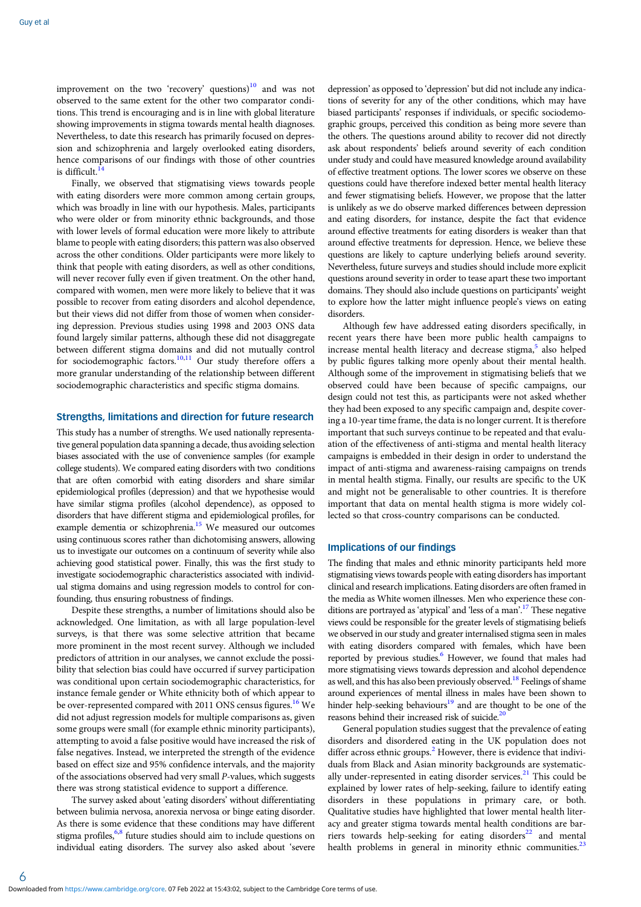improvement on the two 'recovery' questions)[10] and was not observed to the same extent for the other two comparator conditions. This trend is encouraging and is in line with global literature showing improvements in stigma towards mental health diagnoses. Nevertheless, to date this research has primarily focused on depression and schizophrenia and largely overlooked eating disorders, hence comparisons of our findings with those of other countries is difficult.[14]

Finally, we observed that stigmatising views towards people with eating disorders were more common among certain groups, which was broadly in line with our hypothesis. Males, participants who were older or from minority ethnic backgrounds, and those with lower levels of formal education were more likely to attribute blame to people with eating disorders; this pattern was also observed across the other conditions. Older participants were more likely to think that people with eating disorders, as well as other conditions, will never recover fully even if given treatment. On the other hand, compared with women, men were more likely to believe that it was possible to recover from eating disorders and alcohol dependence, but their views did not differ from those of women when considering depression. Previous studies using 1998 and 2003 ONS data found largely similar patterns, although these did not disaggregate between different stigma domains and did not mutually control for sociodemographic factors.[10,11] Our study therefore offers a more granular understanding of the relationship between different sociodemographic characteristics and specific stigma domains.

## Strengths, limitations and direction for future research

This study has a number of strengths. We used nationally representative general population data spanning a decade, thus avoiding selection biases associated with the use of convenience samples (for example college students). We compared eating disorders with two conditions that are often comorbid with eating disorders and share similar epidemiological profiles (depression) and that we hypothesise would have similar stigma profiles (alcohol dependence), as opposed to disorders that have different stigma and epidemiological profiles, for example dementia or schizophrenia.[15] We measured our outcomes using continuous scores rather than dichotomising answers, allowing us to investigate our outcomes on a continuum of severity while also achieving good statistical power. Finally, this was the first study to investigate sociodemographic characteristics associated with individual stigma domains and using regression models to control for confounding, thus ensuring robustness of findings.

Despite these strengths, a number of limitations should also be acknowledged. One limitation, as with all large population-level surveys, is that there was some selective attrition that became more prominent in the most recent survey. Although we included predictors of attrition in our analyses, we cannot exclude the possibility that selection bias could have occurred if survey participation was conditional upon certain sociodemographic characteristics, for instance female gender or White ethnicity both of which appear to be over-represented compared with 2011 ONS census figures.[16] We did not adjust regression models for multiple comparisons as, given some groups were small (for example ethnic minority participants), attempting to avoid a false positive would have increased the risk of false negatives. Instead, we interpreted the strength of the evidence based on effect size and 95% confidence intervals, and the majority of the associations observed had very small *P*-values, which suggests there was strong statistical evidence to support a difference.

The survey asked about 'eating disorders' without differentiating between bulimia nervosa, anorexia nervosa or binge eating disorder. As there is some evidence that these conditions may have different stigma profiles,[6,8] future studies should aim to include questions on individual eating disorders. The survey also asked about 'severe depression' as opposed to 'depression' but did not include any indications of severity for any of the other conditions, which may have biased participants' responses if individuals, or specific sociodemographic groups, perceived this condition as being more severe than the others. The questions around ability to recover did not directly ask about respondents' beliefs around severity of each condition under study and could have measured knowledge around availability of effective treatment options. The lower scores we observe on these questions could have therefore indexed better mental health literacy and fewer stigmatising beliefs. However, we propose that the latter is unlikely as we do observe marked differences between depression and eating disorders, for instance, despite the fact that evidence around effective treatments for eating disorders is weaker than that around effective treatments for depression. Hence, we believe these questions are likely to capture underlying beliefs around severity. Nevertheless, future surveys and studies should include more explicit questions around severity in order to tease apart these two important domains. They should also include questions on participants' weight to explore how the latter might influence people's views on eating disorders.

Although few have addressed eating disorders specifically, in recent years there have been more public health campaigns to increase mental health literacy and decrease stigma,[5] also helped by public figures talking more openly about their mental health. Although some of the improvement in stigmatising beliefs that we observed could have been because of specific campaigns, our design could not test this, as participants were not asked whether they had been exposed to any specific campaign and, despite covering a 10-year time frame, the data is no longer current. It is therefore important that such surveys continue to be repeated and that evaluation of the effectiveness of anti-stigma and mental health literacy campaigns is embedded in their design in order to understand the impact of anti-stigma and awareness-raising campaigns on trends in mental health stigma. Finally, our results are specific to the UK and might not be generalisable to other countries. It is therefore important that data on mental health stigma is more widely collected so that cross-country comparisons can be conducted.

## Implications of our findings

The finding that males and ethnic minority participants held more stigmatising views towards people with eating disorders has important clinical and research implications. Eating disorders are often framed in the media as White women illnesses. Men who experience these conditions are portrayed as 'atypical' and 'less of a man'.[17] These negative views could be responsible for the greater levels of stigmatising beliefs we observed in our study and greater internalised stigma seen in males with eating disorders compared with females, which have been reported by previous studies.[6] However, we found that males had more stigmatising views towards depression and alcohol dependence as well, and this has also been previously observed.[18] Feelings of shame around experiences of mental illness in males have been shown to hinder help-seeking behaviours[19] and are thought to be one of the reasons behind their increased risk of suicide.[20]

General population studies suggest that the prevalence of eating disorders and disordered eating in the UK population does not differ across ethnic groups.[2] However, there is evidence that individuals from Black and Asian minority backgrounds are systematically under-represented in eating disorder services.[21] This could be explained by lower rates of help-seeking, failure to identify eating disorders in these populations in primary care, or both. Qualitative studies have highlighted that lower mental health literacy and greater stigma towards mental health conditions are barriers towards help-seeking for eating disorders[22] and mental health problems in general in minority ethnic communities.[23]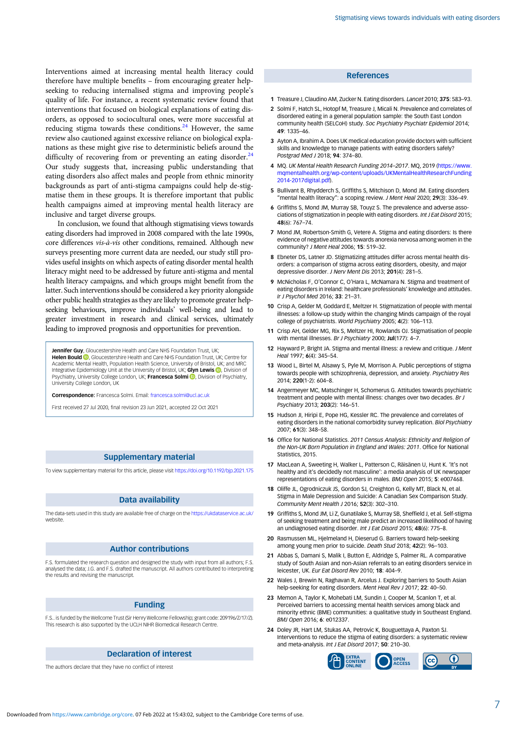Interventions aimed at increasing mental health literacy could therefore have multiple benefits – from encouraging greater help-seeking to reducing internalised stigma and improving people's quality of life. For instance, a recent systematic review found that interventions that focused on biological explanations of eating disorders, as opposed to sociocultural ones, were more successful at reducing stigma towards these conditions.[24] However, the same review also cautioned against excessive reliance on biological explanations as these might give rise to deterministic beliefs around the difficulty of recovering from or preventing an eating disorder.[24] Our study suggests that, increasing public understanding that eating disorders also affect males and people from ethnic minority backgrounds as part of anti-stigma campaigns could help de-stigmatise them in these groups. It is therefore important that public health campaigns aimed at improving mental health literacy are inclusive and target diverse groups.

In conclusion, we found that although stigmatising views towards eating disorders had improved in 2008 compared with the late 1990s, core differences *vis-à-vis* other conditions, remained. Although new surveys presenting more current data are needed, our study still provides useful insights on which aspects of eating disorder mental health literacy might need to be addressed by future anti-stigma and mental health literacy campaigns, and which groups might benefit from the latter. Such interventions should be considered a key priority alongside other public health strategies as they are likely to promote greater help-seeking behaviours, improve individuals' well-being and lead to greater investment in research and clinical services, ultimately leading to improved prognosis and opportunities for prevention.

**Jennifer Guy**, Gloucestershire Health and Care NHS Foundation Trust, UK; **Helen Bould**, Gloucestershire Health and Care NHS Foundation Trust, UK; Centre for Academic Mental Health, Population Health Science, University of Bristol, UK; and MRC Integrative Epidemiology Unit at the University of Bristol, UK; **Glyn Lewis**, Division of Psychiatry, University College London, UK; **Francesca Solmi**, Division of Psychiatry, University College London, UK

**Correspondence:** Francesca Solmi. Email: francesca.solmi@ucl.ac.uk

First received 27 Jul 2020, final revision 23 Jun 2021, accepted 22 Oct 2021

## Supplementary material

To view supplementary material for this article, please visit https://doi.org/10.1192/bjp.2021.175

## Data availability

The data-sets used in this study are available free of charge on the https://ukdataservice.ac.uk/ website.

## Author contributions

F.S. formulated the research question and designed the study with input from all authors; F.S. analysed the data; J.G. and F.S. drafted the manuscript. All authors contributed to interpreting the results and revising the manuscript.

## Funding

F.S.. is funded by the Wellcome Trust (Sir Henry Wellcome Fellowship; grant code: 209196/Z/17/Z). This research is also supported by the UCLH NIHR Biomedical Research Centre.

## Declaration of interest

The authors declare that they have no conflict of interest

## References

1. Treasure J, Claudino AM, Zucker N. Eating disorders. *Lancet* 2010; **375**: 583–93.
2. Solmi F, Hatch SL, Hotopf M, Treasure J, Micali N. Prevalence and correlates of disordered eating in a general population sample: the South East London community health (SELCoH) study. *Soc Psychiatry Psychiatr Epidemiol* 2014; **49**: 1335–46.
3. Ayton A, Ibrahim A. Does UK medical education provide doctors with sufficient skills and knowledge to manage patients with eating disorders safely? *Postgrad Med J* 2018; **94**: 374–80.
4. MQ. *UK Mental Health Research Funding 2014–2017*. MQ, 2019 (https://www.mqmentalhealth.org/wp-content/uploads/UKMentalHealthResearchFunding2014-2017digital.pdf).
5. Bullivant B, Rhydderch S, Griffiths S, Mitchison D, Mond JM. Eating disorders "mental health literacy": a scoping review. *J Ment Heal* 2020; **29**(3): 336–49.
6. Griffiths S, Mond JM, Murray SB, Touyz S. The prevalence and adverse associations of stigmatization in people with eating disorders. *Int J Eat Disord* 2015; **48**(6): 767–74.
7. Mond JM, Robertson-Smith G, Vetere A. Stigma and eating disorders: Is there evidence of negative attitudes towards anorexia nervosa among women in the community? *J Ment Heal* 2006; **15**: 519–32.
8. Ebneter DS, Latner JD. Stigmatizing attitudes differ across mental health disorders: a comparison of stigma across eating disorders, obesity, and major depressive disorder. *J Nerv Ment Dis* 2013; **201**(4): 281–5.
9. McNicholas F, O'Connor C, O'Hara L, McNamara N. Stigma and treatment of eating disorders in Ireland: healthcare professionals' knowledge and attitudes. *Ir J Psychol Med* 2016; **33**: 21–31.
10. Crisp A, Gelder M, Goddard E, Meltzer H. Stigmatization of people with mental illnesses: a follow-up study within the changing Minds campaign of the royal college of psychiatrists. *World Psychiatry* 2005; **4**(2): 106–113.
11. Crisp AH, Gelder MG, Rix S, Meltzer HI, Rowlands OJ. Stigmatisation of people with mental illnesses. *Br J Psychiatry* 2000; **Jul**(177): 4–7.
12. Hayward P, Bright JA. Stigma and mental illness: a review and critique. *J Ment Heal* 1997; **6**(4): 345–54.
13. Wood L, Birtel M, Alsawy S, Pyle M, Morrison A. Public perceptions of stigma towards people with schizophrenia, depression, and anxiety. *Psychiatry Res* 2014; **220**(1-2): 604–8.
14. Angermeyer MC, Matschinger H, Schomerus G. Attitudes towards psychiatric treatment and people with mental illness: changes over two decades. *Br J Psychiatry* 2013; **203**(2): 146–51.
15. Hudson JI, Hiripi E, Pope HG, Kessler RC. The prevalence and correlates of eating disorders in the national comorbidity survey replication. *Biol Psychiatry* 2007; **61**(3): 348–58.
16. Office for National Statistics. *2011 Census Analysis: Ethnicity and Religion of the Non-UK Born Population in England and Wales: 2011*. Office for National Statistics, 2015.
17. MacLean A, Sweeting H, Walker L, Patterson C, Räisänen U, Hunt K. 'It's not healthy and it's decidedly not masculine': a media analysis of UK newspaper representations of eating disorders in males. *BMJ Open* 2015; **5**: e007468.
18. Oliffe JL, Ogrodniczuk JS, Gordon SJ, Creighton G, Kelly MT, Black N, et al. Stigma in Male Depression and Suicide: A Canadian Sex Comparison Study. *Community Ment Health J* 2016; **52**(3): 302–310.
19. Griffiths S, Mond JM, Li Z, Gunatilake S, Murray SB, Sheffield J, et al. Self-stigma of seeking treatment and being male predict an increased likelihood of having an undiagnosed eating disorder. *Int J Eat Disord* 2015; **48**(6): 775–8.
20. Rasmussen ML, Hjelmeland H, Dieserud G. Barriers toward help-seeking among young men prior to suicide. *Death Stud* 2018; **42**(2): 96–103.
21. Abbas S, Damani S, Malik I, Button E, Aldridge S, Palmer RL. A comparative study of South Asian and non-Asian referrals to an eating disorders service in leicester, UK. *Eur Eat Disord Rev* 2010; **18**: 404–9.
22. Wales J, Brewin N, Raghavan R, Arcelus J. Exploring barriers to South Asian help-seeking for eating disorders. *Ment Heal Rev J* 2017; **22**: 40–50.
23. Memon A, Taylor K, Mohebati LM, Sundin J, Cooper M, Scanlon T, et al. Perceived barriers to accessing mental health services among black and minority ethnic (BME) communities: a qualitative study in Southeast England. *BMJ Open* 2016; **6**: e012337.
24. Doley JR, Hart LM, Stukas AA, Petrovic K, Bouguettaya A, Paxton SJ. Interventions to reduce the stigma of eating disorders: a systematic review and meta-analysis. *Int J Eat Disord* 2017; **50**: 210–30.